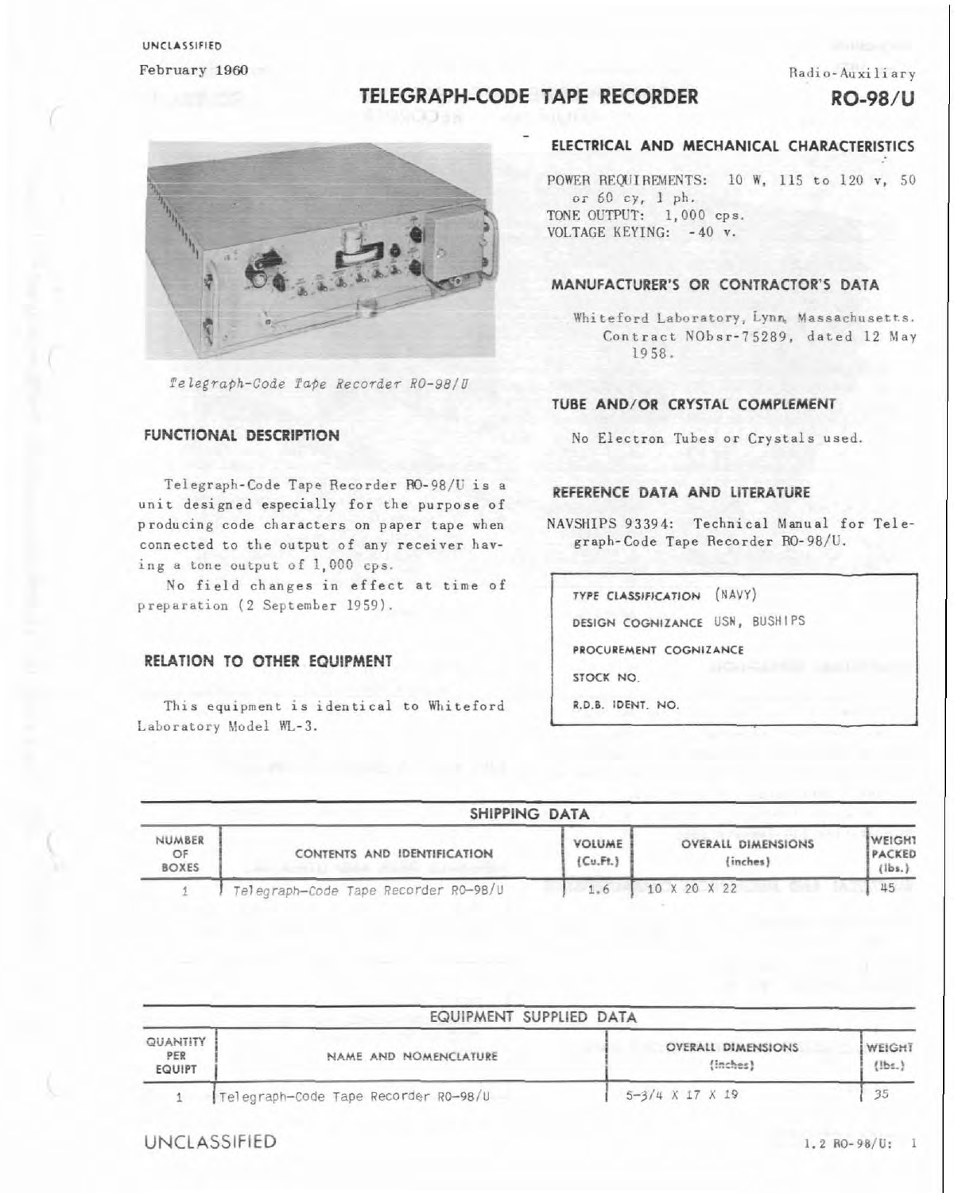UNCLASSIFIED

February 1960

Radio-Auxiliary

# TELEGRAPH-CODE TAPE RECORDER

# RO-98/U

*Telegraph-Code Tape Recorder RO-98/U*

## FUNCTIONAL DESCRIPTION

Telegraph-Code Tape Recorder RO-98/U is a unit designed especially for the purpose of producing code characters on paper tape when connected to the output of any receiver having a tone output of 1,000 cps.

No field changes in effect at time of preparation (2 September 1959).

## RELATION TO OTHER EQUIPMENT

This equipment is identical to Whiteford Laboratory Model WL-3.

## ELECTRICAL AND MECHANICAL CHARACTERISTICS

POWER REQUIREMENTS: 10 W, 115 to 120 v, 50 or 60 cy, 1 ph.
TONE OUTPUT: 1,000 cps.
VOLTAGE KEYING: -40 v.

## MANUFACTURER'S OR CONTRACTOR'S DATA

Whiteford Laboratory, Lynn, Massachusetts. Contract NObsr-75289, dated 12 May 1958.

## TUBE AND/OR CRYSTAL COMPLEMENT

No Electron Tubes or Crystals used.

## REFERENCE DATA AND LITERATURE

NAVSHIPS 93394: Technical Manual for Telegraph-Code Tape Recorder RO-98/U.

| | |
|---|---|
| TYPE CLASSIFICATION | (NAVY) |
| DESIGN COGNIZANCE | USN, BUSHIPS |
| PROCUREMENT COGNIZANCE | |
| STOCK NO. | |
| R.D.B. IDENT. NO. | |

## SHIPPING DATA

| NUMBER OF BOXES | CONTENTS AND IDENTIFICATION | VOLUME (Cu.Ft.) | OVERALL DIMENSIONS (inches) | WEIGHT PACKED (lbs.) |
|---|---|---|---|---|
| 1 | Telegraph-Code Tape Recorder RO-98/U | 1.6 | 10 X 20 X 22 | 45 |

## EQUIPMENT SUPPLIED DATA

| QUANTITY PER EQUIPT | NAME AND NOMENCLATURE | OVERALL DIMENSIONS (inches) | WEIGHT (lbs.) |
|---|---|---|---|
| 1 | Telegraph-Code Tape Recorder RO-98/U | 5-3/4 X 17 X 19 | 35 |

UNCLASSIFIED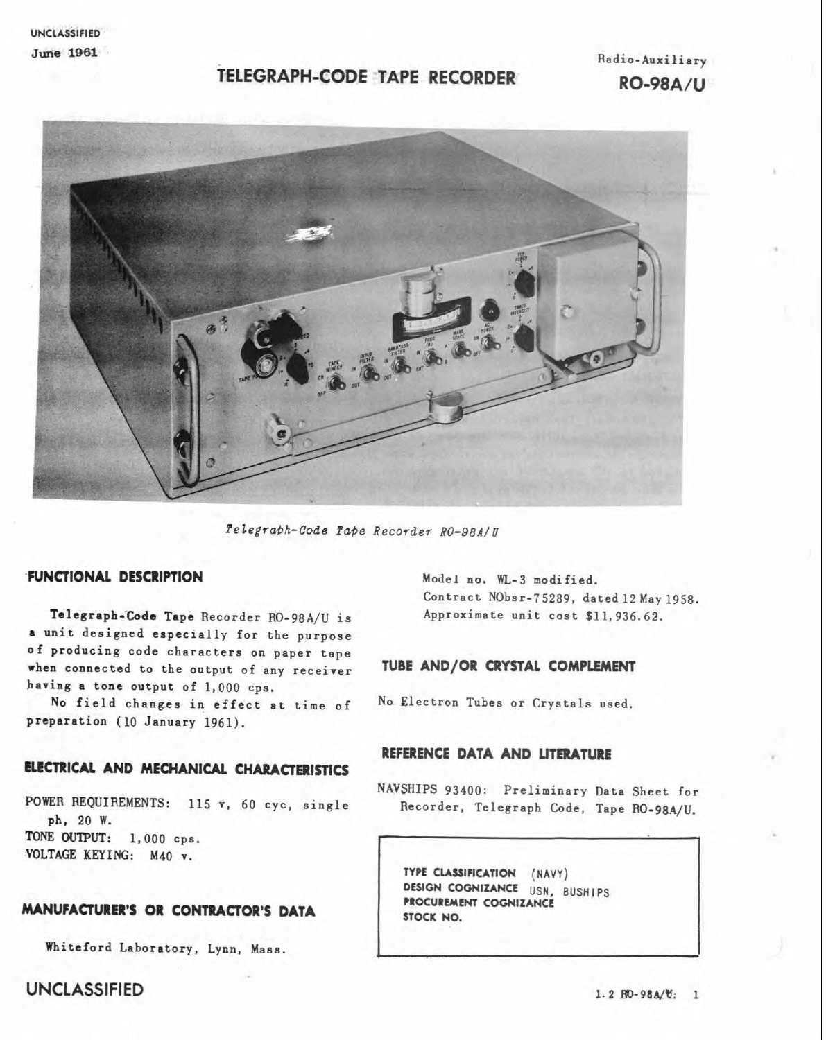UNCLASSIFIED

June 1961

Radio-Auxiliary

# TELEGRAPH-CODE TAPE RECORDER

# RO-98A/U

*Telegraph-Code Tape Recorder RO-98A/U*

## FUNCTIONAL DESCRIPTION

**Telegraph-Code Tape** Recorder RO-98A/U is a unit designed especially for the purpose of producing code characters on paper tape when connected to the output of any receiver having a tone output of 1,000 cps.

No field changes in effect at time of preparation (10 January 1961).

## ELECTRICAL AND MECHANICAL CHARACTERISTICS

POWER REQUIREMENTS: 115 v, 60 cyc, single ph, 20 W.
TONE OUTPUT: 1,000 cps.
VOLTAGE KEYING: M40 v.

## MANUFACTURER'S OR CONTRACTOR'S DATA

Whiteford Laboratory, Lynn, Mass.

Model no. WL-3 modified.
Contract NObsr-75289, dated 12 May 1958.
Approximate unit cost $11,936.62.

## TUBE AND/OR CRYSTAL COMPLEMENT

No Electron Tubes or Crystals used.

## REFERENCE DATA AND LITERATURE

NAVSHIPS 93400: Preliminary Data Sheet for Recorder, Telegraph Code, Tape RO-98A/U.

**TYPE CLASSIFICATION** (NAVY)
**DESIGN COGNIZANCE** USN, BUSHIPS
**PROCUREMENT COGNIZANCE**
**STOCK NO.**

UNCLASSIFIED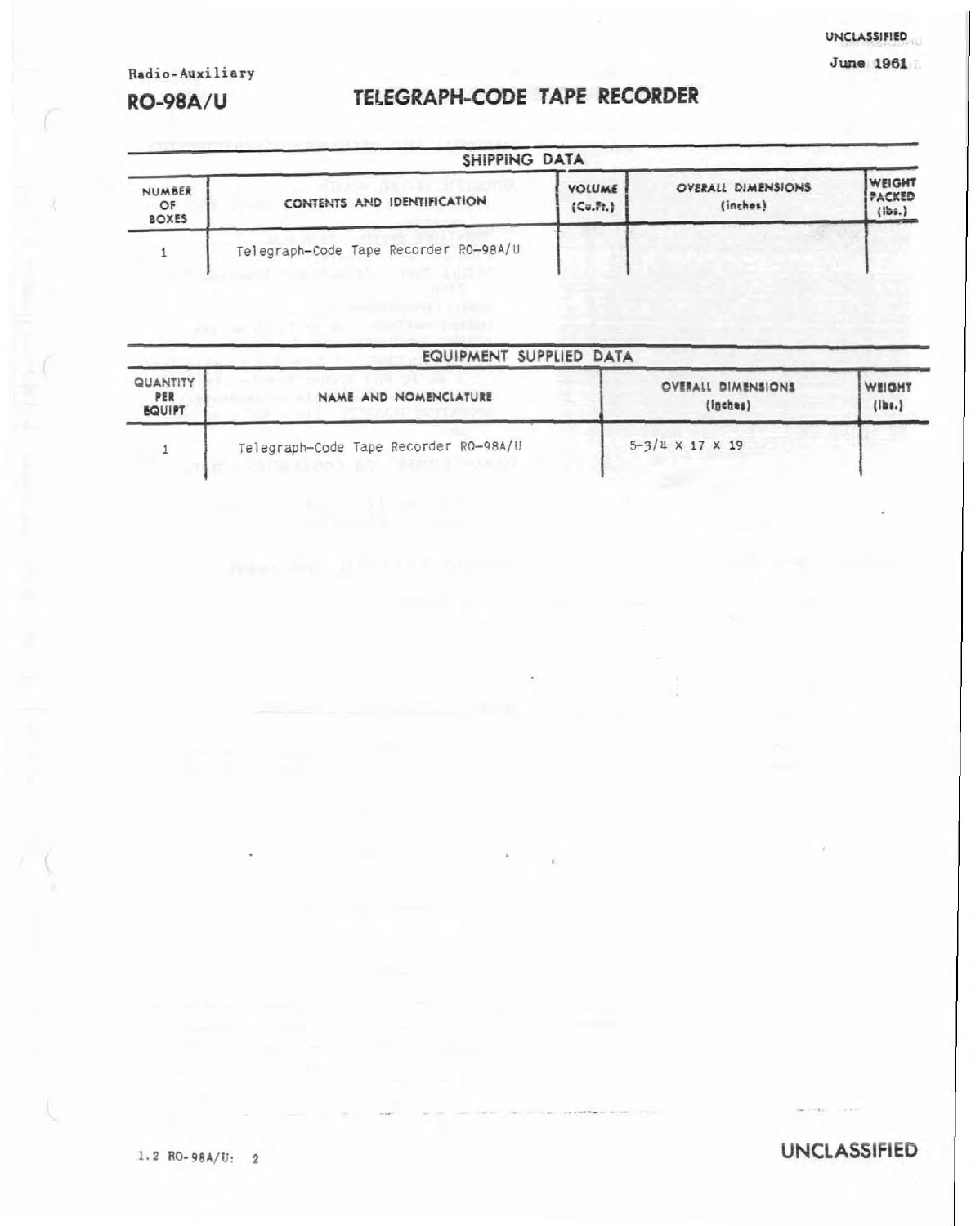UNCLASSIFIED

June 1961

Radio-Auxiliary

# RO-98A/U TELEGRAPH-CODE TAPE RECORDER

## SHIPPING DATA

| NUMBER OF BOXES | CONTENTS AND IDENTIFICATION | VOLUME (Cu.Ft.) | OVERALL DIMENSIONS (inches) | WEIGHT PACKED (lbs.) |
|---|---|---|---|---|
| 1 | Telegraph-Code Tape Recorder RO-98A/U | | | |

## EQUIPMENT SUPPLIED DATA

| QUANTITY PER EQUIPT | NAME AND NOMENCLATURE | OVERALL DIMENSIONS (Inches) | WEIGHT (lbs.) |
|---|---|---|---|
| 1 | Telegraph-Code Tape Recorder RO-98A/U | 5-3/4 x 17 x 19 | |

1.2 RO-98A/U: 2

UNCLASSIFIED